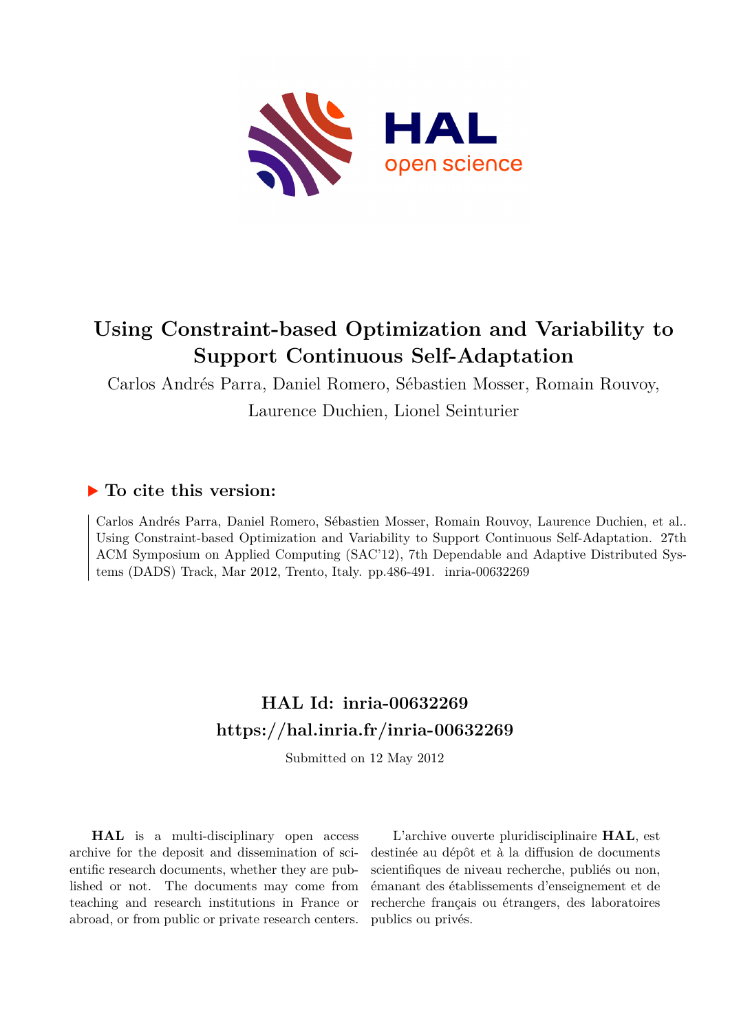# Using Constraint-based Optimization and Variability to Support Continuous Self-Adaptation

Carlos Andrés Parra, Daniel Romero, Sébastien Mosser, Romain Rouvoy, Laurence Duchien, Lionel Seinturier

## ▶ To cite this version:

Carlos Andrés Parra, Daniel Romero, Sébastien Mosser, Romain Rouvoy, Laurence Duchien, et al.. Using Constraint-based Optimization and Variability to Support Continuous Self-Adaptation. 27th ACM Symposium on Applied Computing (SAC'12), 7th Dependable and Adaptive Distributed Systems (DADS) Track, Mar 2012, Trento, Italy. pp.486-491. inria-00632269

## HAL Id: inria-00632269
## https://hal.inria.fr/inria-00632269

Submitted on 12 May 2012

**HAL** is a multi-disciplinary open access archive for the deposit and dissemination of scientific research documents, whether they are published or not. The documents may come from teaching and research institutions in France or abroad, or from public or private research centers.

L'archive ouverte pluridisciplinaire **HAL**, est destinée au dépôt et à la diffusion de documents scientifiques de niveau recherche, publiés ou non, émanant des établissements d'enseignement et de recherche français ou étrangers, des laboratoires publics ou privés.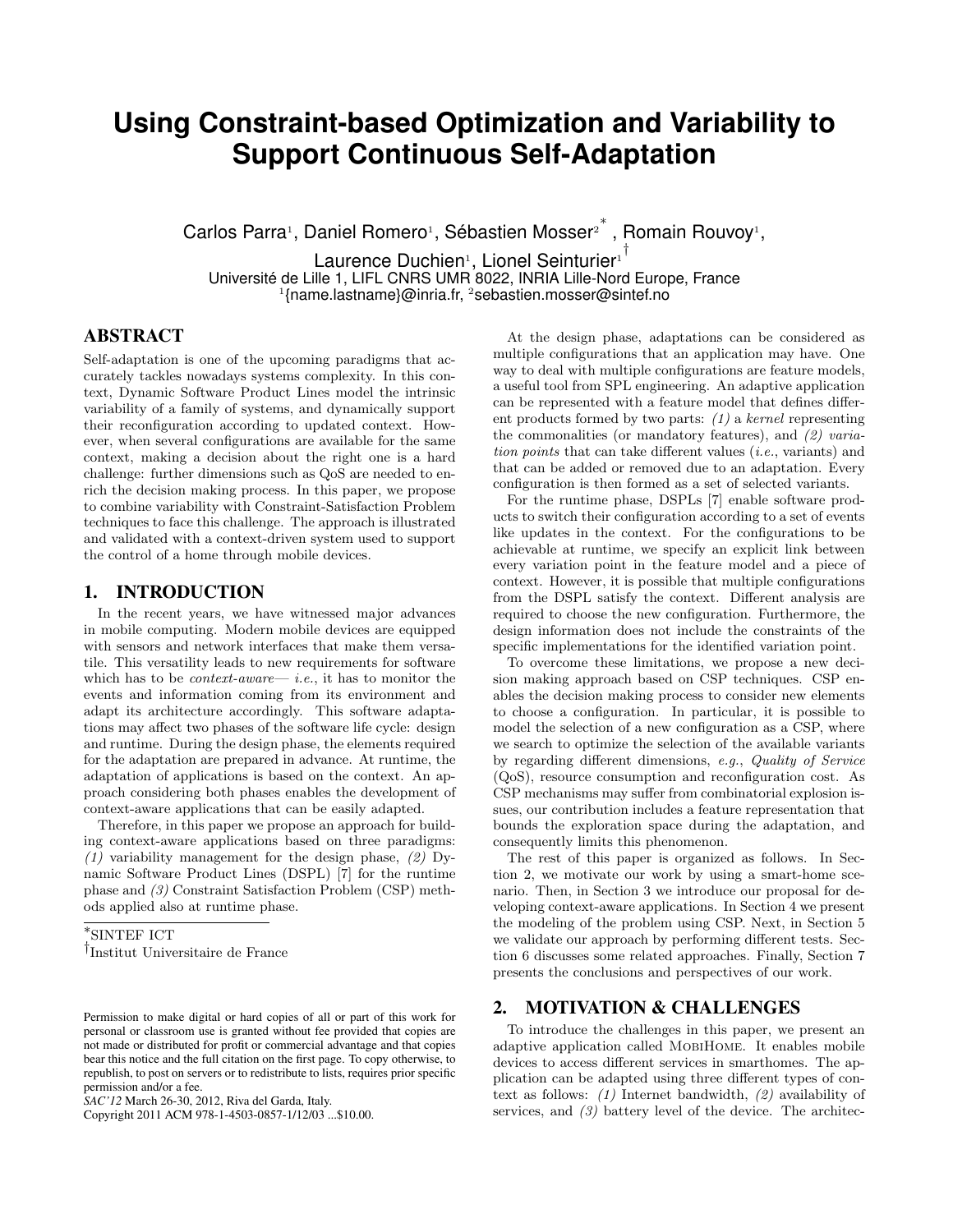# Using Constraint-based Optimization and Variability to Support Continuous Self-Adaptation

Carlos Parra[1], Daniel Romero[1], Sébastien Mosser[2]*, Romain Rouvoy[1], Laurence Duchien[1], Lionel Seinturier[1]†

Université de Lille 1, LIFL CNRS UMR 8022, INRIA Lille-Nord Europe, France

[1]{name.lastname}@inria.fr, [2]sebastien.mosser@sintef.no

## ABSTRACT

Self-adaptation is one of the upcoming paradigms that accurately tackles nowadays systems complexity. In this context, Dynamic Software Product Lines model the intrinsic variability of a family of systems, and dynamically support their reconfiguration according to updated context. However, when several configurations are available for the same context, making a decision about the right one is a hard challenge: further dimensions such as QoS are needed to enrich the decision making process. In this paper, we propose to combine variability with Constraint-Satisfaction Problem techniques to face this challenge. The approach is illustrated and validated with a context-driven system used to support the control of a home through mobile devices.

## 1. INTRODUCTION

In the recent years, we have witnessed major advances in mobile computing. Modern mobile devices are equipped with sensors and network interfaces that make them versatile. This versatility leads to new requirements for software which has to be *context-aware*— *i.e.*, it has to monitor the events and information coming from its environment and adapt its architecture accordingly. This software adaptations may affect two phases of the software life cycle: design and runtime. During the design phase, the elements required for the adaptation are prepared in advance. At runtime, the adaptation of applications is based on the context. An approach considering both phases enables the development of context-aware applications that can be easily adapted.

Therefore, in this paper we propose an approach for building context-aware applications based on three paradigms: *(1)* variability management for the design phase, *(2)* Dynamic Software Product Lines (DSPL) [7] for the runtime phase and *(3)* Constraint Satisfaction Problem (CSP) methods applied also at runtime phase.

*SINTEF ICT

†Institut Universitaire de France

Permission to make digital or hard copies of all or part of this work for personal or classroom use is granted without fee provided that copies are not made or distributed for profit or commercial advantage and that copies bear this notice and the full citation on the first page. To copy otherwise, to republish, to post on servers or to redistribute to lists, requires prior specific permission and/or a fee.

*SAC'12* March 26-30, 2012, Riva del Garda, Italy.

Copyright 2011 ACM 978-1-4503-0857-1/12/03 ...$10.00.

At the design phase, adaptations can be considered as multiple configurations that an application may have. One way to deal with multiple configurations are feature models, a useful tool from SPL engineering. An adaptive application can be represented with a feature model that defines different products formed by two parts: *(1)* a *kernel* representing the commonalities (or mandatory features), and *(2) variation points* that can take different values (*i.e.*, variants) and that can be added or removed due to an adaptation. Every configuration is then formed as a set of selected variants.

For the runtime phase, DSPLs [7] enable software products to switch their configuration according to a set of events like updates in the context. For the configurations to be achievable at runtime, we specify an explicit link between every variation point in the feature model and a piece of context. However, it is possible that multiple configurations from the DSPL satisfy the context. Different analysis are required to choose the new configuration. Furthermore, the design information does not include the constraints of the specific implementations for the identified variation point.

To overcome these limitations, we propose a new decision making approach based on CSP techniques. CSP enables the decision making process to consider new elements to choose a configuration. In particular, it is possible to model the selection of a new configuration as a CSP, where we search to optimize the selection of the available variants by regarding different dimensions, *e.g.*, *Quality of Service* (QoS), resource consumption and reconfiguration cost. As CSP mechanisms may suffer from combinatorial explosion issues, our contribution includes a feature representation that bounds the exploration space during the adaptation, and consequently limits this phenomenon.

The rest of this paper is organized as follows. In Section 2, we motivate our work by using a smart-home scenario. Then, in Section 3 we introduce our proposal for developing context-aware applications. In Section 4 we present the modeling of the problem using CSP. Next, in Section 5 we validate our approach by performing different tests. Section 6 discusses some related approaches. Finally, Section 7 presents the conclusions and perspectives of our work.

## 2. MOTIVATION & CHALLENGES

To introduce the challenges in this paper, we present an adaptive application called MobiHome. It enables mobile devices to access different services in smarthomes. The application can be adapted using three different types of context as follows: *(1)* Internet bandwidth, *(2)* availability of services, and *(3)* battery level of the device. The architec-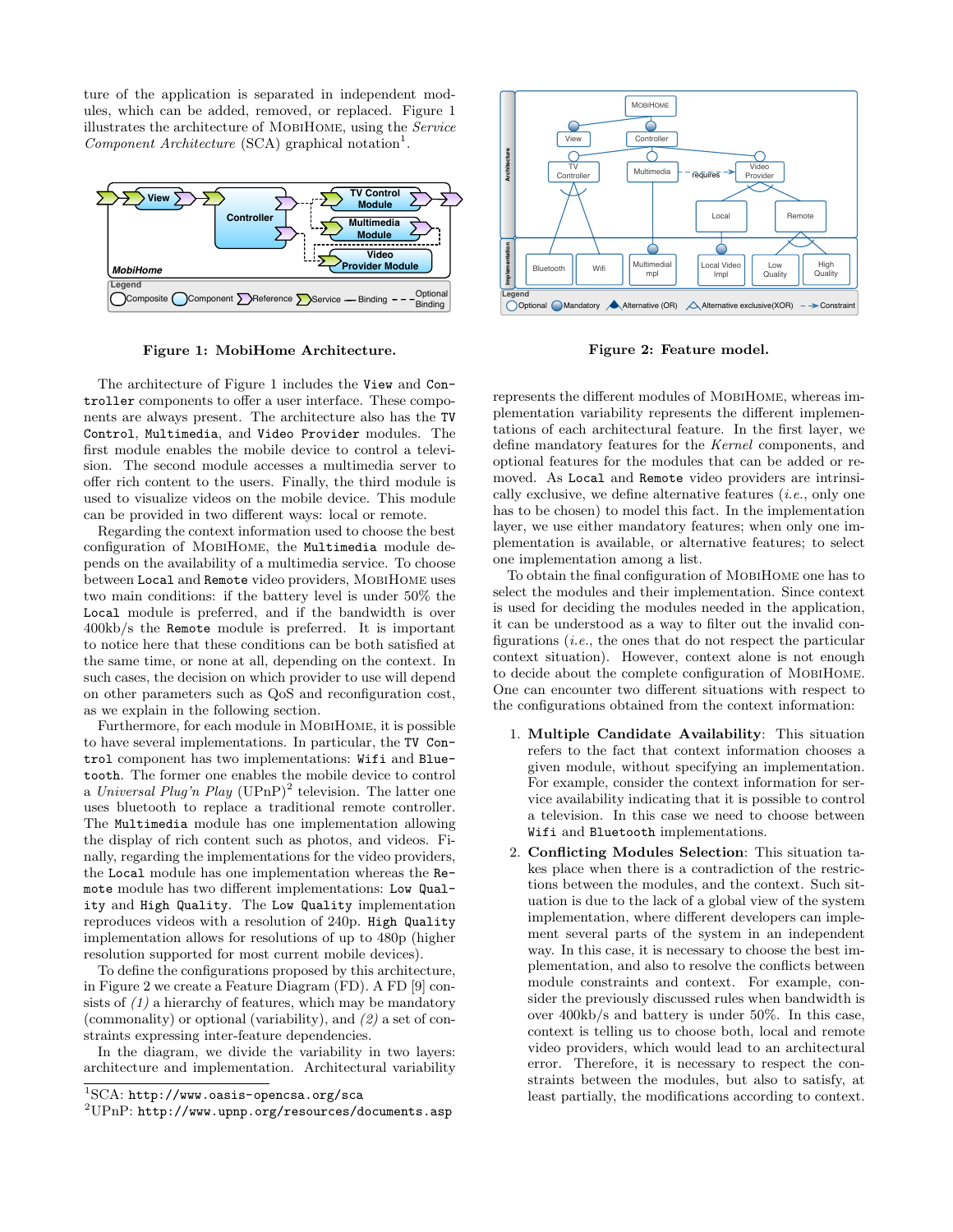ture of the application is separated in independent modules, which can be added, removed, or replaced. Figure 1 illustrates the architecture of MobiHome, using the *Service Component Architecture* (SCA) graphical notation[1].

View

Controller

TV Control Module

Multimedia Module

Video Provider Module

MobiHome

Legend

Composite Component Reference Service Binding Optional Binding

**Figure 1: MobiHome Architecture.**

The architecture of Figure 1 includes the `View` and `Controller` components to offer a user interface. These components are always present. The architecture also has the `TV Control`, `Multimedia`, and `Video Provider` modules. The first module enables the mobile device to control a television. The second module accesses a multimedia server to offer rich content to the users. Finally, the third module is used to visualize videos on the mobile device. This module can be provided in two different ways: local or remote.

Regarding the context information used to choose the best configuration of MobiHome, the `Multimedia` module depends on the availability of a multimedia service. To choose between `Local` and `Remote` video providers, MobiHome uses two main conditions: if the battery level is under 50% the `Local` module is preferred, and if the bandwidth is over 400kb/s the `Remote` module is preferred. It is important to notice here that these conditions can be both satisfied at the same time, or none at all, depending on the context. In such cases, the decision on which provider to use will depend on other parameters such as QoS and reconfiguration cost, as we explain in the following section.

Furthermore, for each module in MobiHome, it is possible to have several implementations. In particular, the `TV Control` component has two implementations: `Wifi` and `Bluetooth`. The former one enables the mobile device to control a *Universal Plug'n Play* (UPnP)[2] television. The latter one uses bluetooth to replace a traditional remote controller. The `Multimedia` module has one implementation allowing the display of rich content such as photos, and videos. Finally, regarding the implementations for the video providers, the `Local` module has one implementation whereas the `Remote` module has two different implementations: `Low Quality` and `High Quality`. The `Low Quality` implementation reproduces videos with a resolution of 240p. `High Quality` implementation allows for resolutions of up to 480p (higher resolution supported for most current mobile devices).

To define the configurations proposed by this architecture, in Figure 2 we create a Feature Diagram (FD). A FD [9] consists of *(1)* a hierarchy of features, which may be mandatory (commonality) or optional (variability), and *(2)* a set of constraints expressing inter-feature dependencies.

In the diagram, we divide the variability in two layers: architecture and implementation. Architectural variability represents the different modules of MobiHome, whereas implementation variability represents the different implementations of each architectural feature. In the first layer, we define mandatory features for the *Kernel* components, and optional features for the modules that can be added or removed. As `Local` and `Remote` video providers are intrinsically exclusive, we define alternative features (*i.e.*, only one has to be chosen) to model this fact. In the implementation layer, we use either mandatory features; when only one implementation is available, or alternative features; to select one implementation among a list.

[1]SCA: http://www.oasis-opencsa.org/sca

[2]UPnP: http://www.upnp.org/resources/documents.asp

Architecture

Implementation

MobiHome

View

Controller

TV Controller

Multimedia

requires

Video Provider

Local

Remote

Bluetooth

Wifi

Multimedial mpl

Local Video Impl

Low Quality

High Quality

Legend

Optional Mandatory Alternative (OR) Alternative exclusive(XOR) Constraint

**Figure 2: Feature model.**

To obtain the final configuration of MobiHome one has to select the modules and their implementation. Since context is used for deciding the modules needed in the application, it can be understood as a way to filter out the invalid configurations (*i.e.*, the ones that do not respect the particular context situation). However, context alone is not enough to decide about the complete configuration of MobiHome. One can encounter two different situations with respect to the configurations obtained from the context information:

1. **Multiple Candidate Availability**: This situation refers to the fact that context information chooses a given module, without specifying an implementation. For example, consider the context information for service availability indicating that it is possible to control a television. In this case we need to choose between `Wifi` and `Bluetooth` implementations.
2. **Conflicting Modules Selection**: This situation takes place when there is a contradiction of the restrictions between the modules, and the context. Such situation is due to the lack of a global view of the system implementation, where different developers can implement several parts of the system in an independent way. In this case, it is necessary to choose the best implementation, and also to resolve the conflicts between module constraints and context. For example, consider the previously discussed rules when bandwidth is over 400kb/s and battery is under 50%. In this case, context is telling us to choose both, local and remote video providers, which would lead to an architectural error. Therefore, it is necessary to respect the constraints between the modules, but also to satisfy, at least partially, the modifications according to context.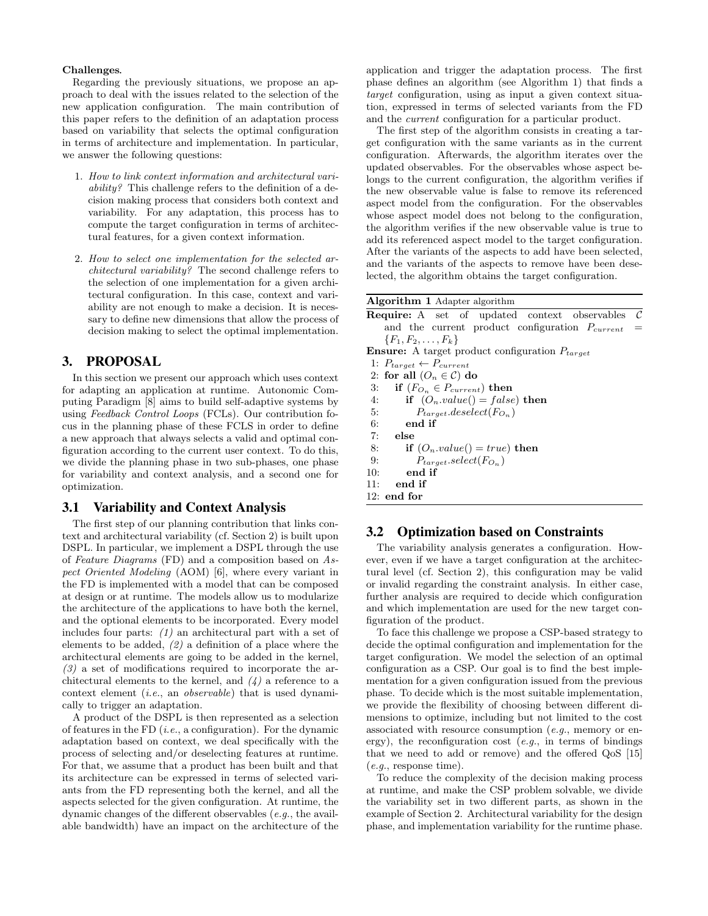**Challenges.**

Regarding the previously situations, we propose an approach to deal with the issues related to the selection of the new application configuration. The main contribution of this paper refers to the definition of an adaptation process based on variability that selects the optimal configuration in terms of architecture and implementation. In particular, we answer the following questions:

1. *How to link context information and architectural variability?* This challenge refers to the definition of a decision making process that considers both context and variability. For any adaptation, this process has to compute the target configuration in terms of architectural features, for a given context information.

2. *How to select one implementation for the selected architectural variability?* The second challenge refers to the selection of one implementation for a given architectural configuration. In this case, context and variability are not enough to make a decision. It is necessary to define new dimensions that allow the process of decision making to select the optimal implementation.

# 3. PROPOSAL

In this section we present our approach which uses context for adapting an application at runtime. Autonomic Computing Paradigm [8] aims to build self-adaptive systems by using *Feedback Control Loops* (FCLs). Our contribution focus in the planning phase of these FCLS in order to define a new approach that always selects a valid and optimal configuration according to the current user context. To do this, we divide the planning phase in two sub-phases, one phase for variability and context analysis, and a second one for optimization.

## 3.1 Variability and Context Analysis

The first step of our planning contribution that links context and architectural variability (cf. Section 2) is built upon DSPL. In particular, we implement a DSPL through the use of *Feature Diagrams* (FD) and a composition based on *Aspect Oriented Modeling* (AOM) [6], where every variant in the FD is implemented with a model that can be composed at design or at runtime. The models allow us to modularize the architecture of the applications to have both the kernel, and the optional elements to be incorporated. Every model includes four parts: *(1)* an architectural part with a set of elements to be added, *(2)* a definition of a place where the architectural elements are going to be added in the kernel, *(3)* a set of modifications required to incorporate the architectural elements to the kernel, and *(4)* a reference to a context element (*i.e.*, an *observable*) that is used dynamically to trigger an adaptation.

A product of the DSPL is then represented as a selection of features in the FD (*i.e.*, a configuration). For the dynamic adaptation based on context, we deal specifically with the process of selecting and/or deselecting features at runtime. For that, we assume that a product has been built and that its architecture can be expressed in terms of selected variants from the FD representing both the kernel, and all the aspects selected for the given configuration. At runtime, the dynamic changes of the different observables (*e.g.*, the available bandwidth) have an impact on the architecture of the application and trigger the adaptation process. The first phase defines an algorithm (see Algorithm 1) that finds a *target* configuration, using as input a given context situation, expressed in terms of selected variants from the FD and the *current* configuration for a particular product.

The first step of the algorithm consists in creating a target configuration with the same variants as in the current configuration. Afterwards, the algorithm iterates over the updated observables. For the observables whose aspect belongs to the current configuration, the algorithm verifies if the new observable value is false to remove its referenced aspect model from the configuration. For the observables whose aspect model does not belong to the configuration, the algorithm verifies if the new observable value is true to add its referenced aspect model to the target configuration. After the variants of the aspects to add have been selected, and the variants of the aspects to remove have been deselected, the algorithm obtains the target configuration.

**Algorithm 1** Adapter algorithm

**Require:** A set of updated context observables $\mathcal{C}$ and the current product configuration $P_{current} = \{F_1, F_2, \ldots, F_k\}$
**Ensure:** A target product configuration $P_{target}$

```
1: P_target ← P_current
2: for all (O_n ∈ C) do
3:    if (F_{O_n} ∈ P_current) then
4:       if (O_n.value() = false) then
5:          P_target.deselect(F_{O_n})
6:       end if
7:    else
8:       if (O_n.value() = true) then
9:          P_target.select(F_{O_n})
10:      end if
11:   end if
12: end for
```

## 3.2 Optimization based on Constraints

The variability analysis generates a configuration. However, even if we have a target configuration at the architectural level (cf. Section 2), this configuration may be valid or invalid regarding the constraint analysis. In either case, further analysis are required to decide which configuration and which implementation are used for the new target configuration of the product.

To face this challenge we propose a CSP-based strategy to decide the optimal configuration and implementation for the target configuration. We model the selection of an optimal configuration as a CSP. Our goal is to find the best implementation for a given configuration issued from the previous phase. To decide which is the most suitable implementation, we provide the flexibility of choosing between different dimensions to optimize, including but not limited to the cost associated with resource consumption (*e.g.*, memory or energy), the reconfiguration cost (*e.g.*, in terms of bindings that we need to add or remove) and the offered QoS [15] (*e.g.*, response time).

To reduce the complexity of the decision making process at runtime, and make the CSP problem solvable, we divide the variability set in two different parts, as shown in the example of Section 2. Architectural variability for the design phase, and implementation variability for the runtime phase.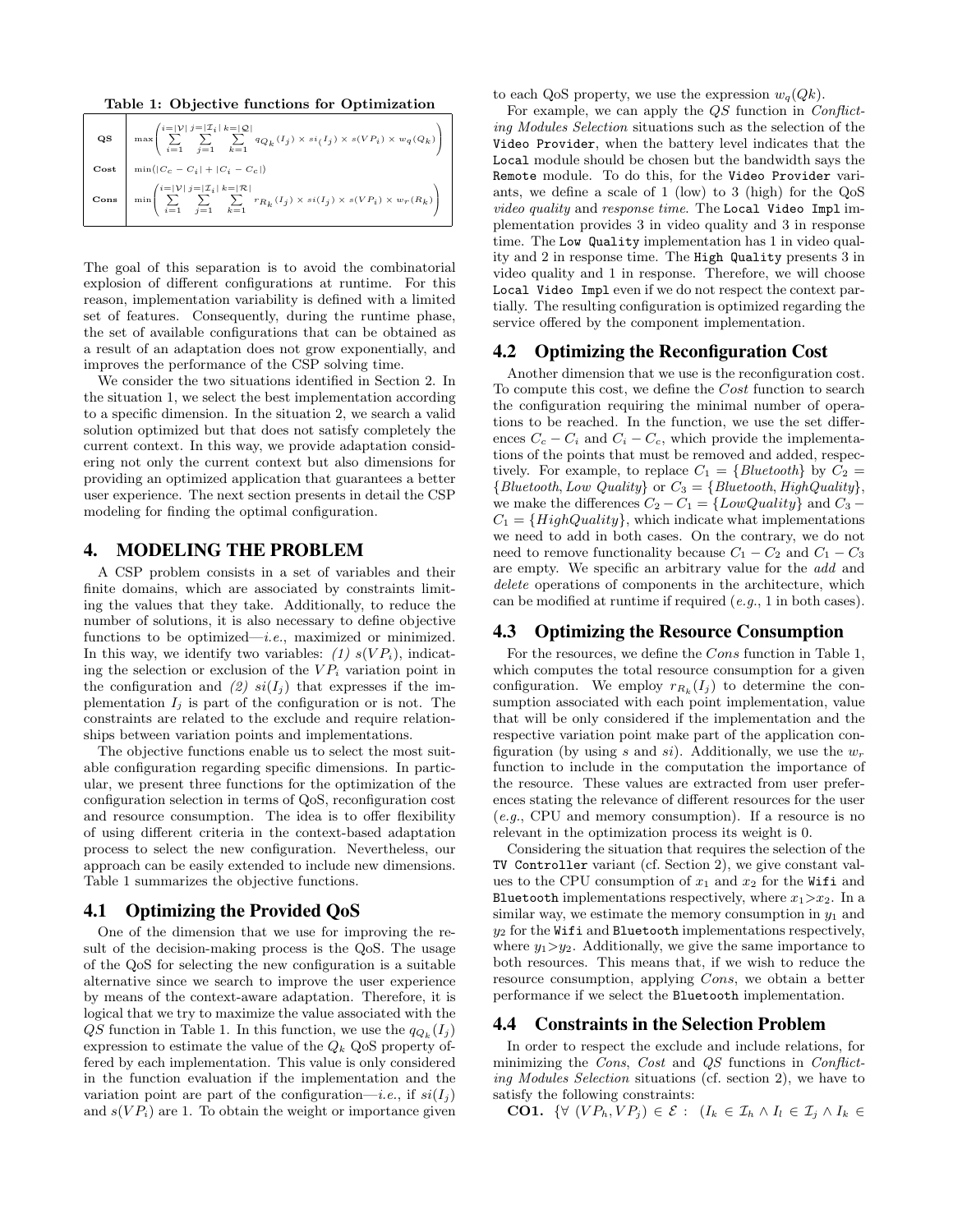**Table 1: Objective functions for Optimization**

| | |
|---|---|
| **QS** | $\max\left(\sum_{i=1}^{i=\|\mathcal{V}\|}\sum_{j=1}^{j=\|\mathcal{I}_i\|}\sum_{k=1}^{k=\|\mathcal{Q}\|} q_{Q_k}(I_j) \times si(I_j) \times s(VP_i) \times w_q(Q_k)\right)$ |
| **Cost** | $\min(\|C_c - C_i\| + \|C_i - C_c\|)$ |
| **Cons** | $\min\left(\sum_{i=1}^{i=\|\mathcal{V}\|}\sum_{j=1}^{j=\|\mathcal{I}_i\|}\sum_{k=1}^{k=\|\mathcal{R}\|} r_{R_k}(I_j) \times si(I_j) \times s(VP_i) \times w_r(R_k)\right)$ |

The goal of this separation is to avoid the combinatorial explosion of different configurations at runtime. For this reason, implementation variability is defined with a limited set of features. Consequently, during the runtime phase, the set of available configurations that can be obtained as a result of an adaptation does not grow exponentially, and improves the performance of the CSP solving time.

We consider the two situations identified in Section 2. In the situation 1, we select the best implementation according to a specific dimension. In the situation 2, we search a valid solution optimized but that does not satisfy completely the current context. In this way, we provide adaptation considering not only the current context but also dimensions for providing an optimized application that guarantees a better user experience. The next section presents in detail the CSP modeling for finding the optimal configuration.

## 4. MODELING THE PROBLEM

A CSP problem consists in a set of variables and their finite domains, which are associated by constraints limiting the values that they take. Additionally, to reduce the number of solutions, it is also necessary to define objective functions to be optimized—*i.e.*, maximized or minimized. In this way, we identify two variables: *(1)* $s(VP_i)$, indicating the selection or exclusion of the $VP_i$ variation point in the configuration and *(2)* $si(I_j)$ that expresses if the implementation $I_j$ is part of the configuration or is not. The constraints are related to the exclude and require relationships between variation points and implementations.

The objective functions enable us to select the most suitable configuration regarding specific dimensions. In particular, we present three functions for the optimization of the configuration selection in terms of QoS, reconfiguration cost and resource consumption. The idea is to offer flexibility of using different criteria in the context-based adaptation process to select the new configuration. Nevertheless, our approach can be easily extended to include new dimensions. Table 1 summarizes the objective functions.

### 4.1 Optimizing the Provided QoS

One of the dimension that we use for improving the result of the decision-making process is the QoS. The usage of the QoS for selecting the new configuration is a suitable alternative since we search to improve the user experience by means of the context-aware adaptation. Therefore, it is logical that we try to maximize the value associated with the $QS$ function in Table 1. In this function, we use the $q_{Q_k}(I_j)$ expression to estimate the value of the $Q_k$ QoS property offered by each implementation. This value is only considered in the function evaluation if the implementation and the variation point are part of the configuration—*i.e.*, if $si(I_j)$ and $s(VP_i)$ are 1. To obtain the weight or importance given to each QoS property, we use the expression $w_q(Qk)$.

For example, we can apply the $QS$ function in *Conflicting Modules Selection* situations such as the selection of the `Video Provider`, when the battery level indicates that the `Local` module should be chosen but the bandwidth says the `Remote` module. To do this, for the `Video Provider` variants, we define a scale of 1 (low) to 3 (high) for the QoS *video quality* and *response time*. The `Local Video Impl` implementation provides 3 in video quality and 3 in response time. The `Low Quality` implementation has 1 in video quality and 2 in response time. The `High Quality` presents 3 in video quality and 1 in response. Therefore, we will choose `Local Video Impl` even if we do not respect the context partially. The resulting configuration is optimized regarding the service offered by the component implementation.

### 4.2 Optimizing the Reconfiguration Cost

Another dimension that we use is the reconfiguration cost. To compute this cost, we define the $Cost$ function to search the configuration requiring the minimal number of operations to be reached. In the function, we use the set differences $C_c - C_i$ and $C_i - C_c$, which provide the implementations of the points that must be removed and added, respectively. For example, to replace $C_1 = \{Bluetooth\}$ by $C_2 = \{Bluetooth, Low\ Quality\}$ or $C_3 = \{Bluetooth, HighQuality\}$, we make the differences $C_2 - C_1 = \{LowQuality\}$ and $C_3 - C_1 = \{HighQuality\}$, which indicate what implementations we need to add in both cases. On the contrary, we do not need to remove functionality because $C_1 - C_2$ and $C_1 - C_3$ are empty. We specific an arbitrary value for the *add* and *delete* operations of components in the architecture, which can be modified at runtime if required (*e.g.*, 1 in both cases).

### 4.3 Optimizing the Resource Consumption

For the resources, we define the $Cons$ function in Table 1, which computes the total resource consumption for a given configuration. We employ $r_{R_k}(I_j)$ to determine the consumption associated with each point implementation, value that will be only considered if the implementation and the respective variation point make part of the application configuration (by using $s$ and $si$). Additionally, we use the $w_r$ function to include in the computation the importance of the resource. These values are extracted from user preferences stating the relevance of different resources for the user (*e.g.*, CPU and memory consumption). If a resource is no relevant in the optimization process its weight is 0.

Considering the situation that requires the selection of the `TV Controller` variant (cf. Section 2), we give constant values to the CPU consumption of $x_1$ and $x_2$ for the `Wifi` and `Bluetooth` implementations respectively, where $x_1 > x_2$. In a similar way, we estimate the memory consumption in $y_1$ and $y_2$ for the `Wifi` and `Bluetooth` implementations respectively, where $y_1 > y_2$. Additionally, we give the same importance to both resources. This means that, if we wish to reduce the resource consumption, applying $Cons$, we obtain a better performance if we select the `Bluetooth` implementation.

### 4.4 Constraints in the Selection Problem

In order to respect the exclude and include relations, for minimizing the $Cons$, $Cost$ and $QS$ functions in *Conflicting Modules Selection* situations (cf. section 2), we have to satisfy the following constraints:

**CO1.** $\{\forall\ (VP_h, VP_j) \in \mathcal{E} :\ (I_k \in \mathcal{I}_h \wedge I_l \in \mathcal{I}_j \wedge I_k \in$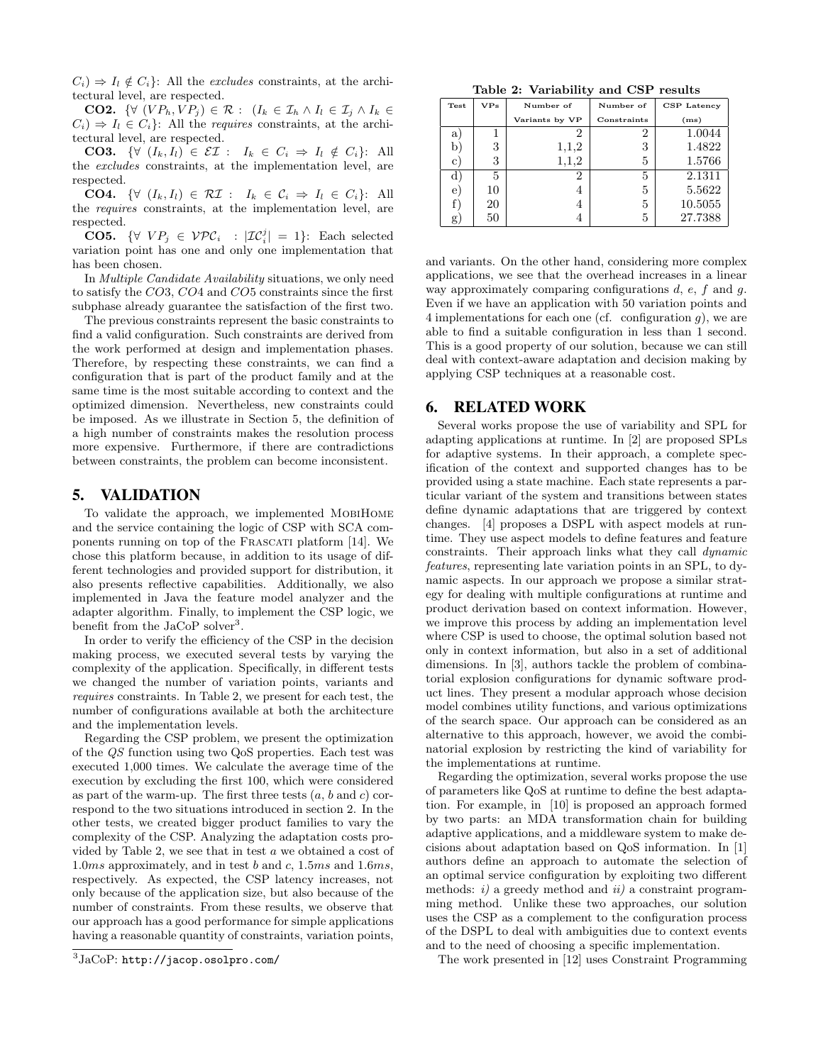$C_i) \Rightarrow I_l \notin C_i\}$: All the *excludes* constraints, at the architectural level, are respected.

**CO2.** $\{\forall\ (VP_h, VP_j) \in \mathcal{R} :\ (I_k \in \mathcal{I}_h \wedge I_l \in \mathcal{I}_j \wedge I_k \in C_i) \Rightarrow I_l \in C_i\}$: All the *requires* constraints, at the architectural level, are respected.

**CO3.** $\{\forall\ (I_k, I_l) \in \mathcal{EI} :\ \ I_k \in C_i \Rightarrow I_l \notin C_i\}$: All the *excludes* constraints, at the implementation level, are respected.

**CO4.** $\{\forall\ (I_k, I_l) \in \mathcal{RI} :\ \ I_k \in \mathcal{C}_i \Rightarrow I_l \in C_i\}$: All the *requires* constraints, at the implementation level, are respected.

**CO5.** $\{\forall\ VP_j \in \mathcal{VPC}_i\ \ : |\mathcal{IC}_i^j| = 1\}$: Each selected variation point has one and only one implementation that has been chosen.

In *Multiple Candidate Availability* situations, we only need to satisfy the $CO3$, $CO4$ and $CO5$ constraints since the first subphase already guarantee the satisfaction of the first two.

The previous constraints represent the basic constraints to find a valid configuration. Such constraints are derived from the work performed at design and implementation phases. Therefore, by respecting these constraints, we can find a configuration that is part of the product family and at the same time is the most suitable according to context and the optimized dimension. Nevertheless, new constraints could be imposed. As we illustrate in Section 5, the definition of a high number of constraints makes the resolution process more expensive. Furthermore, if there are contradictions between constraints, the problem can become inconsistent.

## 5. VALIDATION

To validate the approach, we implemented MobiHome and the service containing the logic of CSP with SCA components running on top of the Frascati platform [14]. We chose this platform because, in addition to its usage of different technologies and provided support for distribution, it also presents reflective capabilities. Additionally, we also implemented in Java the feature model analyzer and the adapter algorithm. Finally, to implement the CSP logic, we benefit from the JaCoP solver[3].

In order to verify the efficiency of the CSP in the decision making process, we executed several tests by varying the complexity of the application. Specifically, in different tests we changed the number of variation points, variants and *requires* constraints. In Table 2, we present for each test, the number of configurations available at both the architecture and the implementation levels.

Regarding the CSP problem, we present the optimization of the $QS$ function using two QoS properties. Each test was executed 1,000 times. We calculate the average time of the execution by excluding the first 100, which were considered as part of the warm-up. The first three tests ($a$, $b$ and $c$) correspond to the two situations introduced in section 2. In the other tests, we created bigger product families to vary the complexity of the CSP. Analyzing the adaptation costs provided by Table 2, we see that in test $a$ we obtained a cost of $1.0ms$ approximately, and in test $b$ and $c$, $1.5ms$ and $1.6ms$, respectively. As expected, the CSP latency increases, not only because of the application size, but also because of the number of constraints. From these results, we observe that our approach has a good performance for simple applications having a reasonable quantity of constraints, variation points, and variants. On the other hand, considering more complex applications, we see that the overhead increases in a linear way approximately comparing configurations $d$, $e$, $f$ and $g$. Even if we have an application with 50 variation points and 4 implementations for each one (cf. configuration $g$), we are able to find a suitable configuration in less than 1 second. This is a good property of our solution, because we can still deal with context-aware adaptation and decision making by applying CSP techniques at a reasonable cost.

[3] JaCoP: http://jacop.osolpro.com/

**Table 2: Variability and CSP results**

| Test | VPs | Number of Variants by VP | Number of Constraints | CSP Latency (ms) |
|---|---|---|---|---|
| a) | 1 | 2 | 2 | 1.0044 |
| b) | 3 | 1,1,2 | 3 | 1.4822 |
| c) | 3 | 1,1,2 | 5 | 1.5766 |
| d) | 5 | 2 | 5 | 2.1311 |
| e) | 10 | 4 | 5 | 5.5622 |
| f) | 20 | 4 | 5 | 10.5055 |
| g) | 50 | 4 | 5 | 27.7388 |

## 6. RELATED WORK

Several works propose the use of variability and SPL for adapting applications at runtime. In [2] are proposed SPLs for adaptive systems. In their approach, a complete specification of the context and supported changes has to be provided using a state machine. Each state represents a particular variant of the system and transitions between states define dynamic adaptations that are triggered by context changes. [4] proposes a DSPL with aspect models at runtime. They use aspect models to define features and feature constraints. Their approach links what they call *dynamic features*, representing late variation points in an SPL, to dynamic aspects. In our approach we propose a similar strategy for dealing with multiple configurations at runtime and product derivation based on context information. However, we improve this process by adding an implementation level where CSP is used to choose, the optimal solution based not only in context information, but also in a set of additional dimensions. In [3], authors tackle the problem of combinatorial explosion configurations for dynamic software product lines. They present a modular approach whose decision model combines utility functions, and various optimizations of the search space. Our approach can be considered as an alternative to this approach, however, we avoid the combinatorial explosion by restricting the kind of variability for the implementations at runtime.

Regarding the optimization, several works propose the use of parameters like QoS at runtime to define the best adaptation. For example, in [10] is proposed an approach formed by two parts: an MDA transformation chain for building adaptive applications, and a middleware system to make decisions about adaptation based on QoS information. In [1] authors define an approach to automate the selection of an optimal service configuration by exploiting two different methods: *i)* a greedy method and *ii)* a constraint programming method. Unlike these two approaches, our solution uses the CSP as a complement to the configuration process of the DSPL to deal with ambiguities due to context events and to the need of choosing a specific implementation.

The work presented in [12] uses Constraint Programming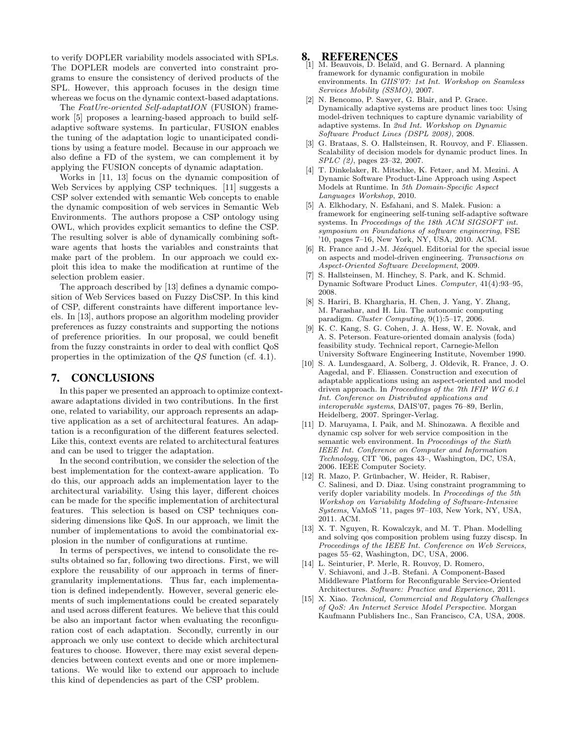to verify DOPLER variability models associated with SPLs. The DOPLER models are converted into constraint programs to ensure the consistency of derived products of the SPL. However, this approach focuses in the design time whereas we focus on the dynamic context-based adaptations.

The *FeatUre-oriented Self-adaptatION* (FUSION) framework [5] proposes a learning-based approach to build self-adaptive software systems. In particular, FUSION enables the tuning of the adaptation logic to unanticipated conditions by using a feature model. Because in our approach we also define a FD of the system, we can complement it by applying the FUSION concepts of dynamic adaptation.

Works in [11, 13] focus on the dynamic composition of Web Services by applying CSP techniques. [11] suggests a CSP solver extended with semantic Web concepts to enable the dynamic composition of web services in Semantic Web Environments. The authors propose a CSP ontology using OWL, which provides explicit semantics to define the CSP. The resulting solver is able of dynamically combining software agents that hosts the variables and constraints that make part of the problem. In our approach we could exploit this idea to make the modification at runtime of the selection problem easier.

The approach described by [13] defines a dynamic composition of Web Services based on Fuzzy DisCSP. In this kind of CSP, different constraints have different importance levels. In [13], authors propose an algorithm modeling provider preferences as fuzzy constraints and supporting the notions of preference priorities. In our proposal, we could benefit from the fuzzy constraints in order to deal with conflict QoS properties in the optimization of the $QS$ function (cf. 4.1).

## 7. CONCLUSIONS

In this paper we presented an approach to optimize context-aware adaptations divided in two contributions. In the first one, related to variability, our approach represents an adaptive application as a set of architectural features. An adaptation is a reconfiguration of the different features selected. Like this, context events are related to architectural features and can be used to trigger the adaptation.

In the second contribution, we consider the selection of the best implementation for the context-aware application. To do this, our approach adds an implementation layer to the architectural variability. Using this layer, different choices can be made for the specific implementation of architectural features. This selection is based on CSP techniques considering dimensions like QoS. In our approach, we limit the number of implementations to avoid the combinatorial explosion in the number of configurations at runtime.

In terms of perspectives, we intend to consolidate the results obtained so far, following two directions. First, we will explore the reusability of our approach in terms of finer-granularity implementations. Thus far, each implementation is defined independently. However, several generic elements of such implementations could be created separately and used across different features. We believe that this could be also an important factor when evaluating the reconfiguration cost of each adaptation. Secondly, currently in our approach we only use context to decide which architectural features to choose. However, there may exist several dependencies between context events and one or more implementations. We would like to extend our approach to include this kind of dependencies as part of the CSP problem.

## 8. REFERENCES

[1] M. Beauvois, D. Belaïd, and G. Bernard. A planning framework for dynamic configuration in mobile environments. In *GIIS'07: 1st Int. Workshop on Seamless Services Mobility (SSMO)*, 2007.

[2] N. Bencomo, P. Sawyer, G. Blair, and P. Grace. Dynamically adaptive systems are product lines too: Using model-driven techniques to capture dynamic variability of adaptive systems. In *2nd Int. Workshop on Dynamic Software Product Lines (DSPL 2008)*, 2008.

[3] G. Brataas, S. O. Hallsteinsen, R. Rouvoy, and F. Eliassen. Scalability of decision models for dynamic product lines. In *SPLC (2)*, pages 23–32, 2007.

[4] T. Dinkelaker, R. Mitschke, K. Fetzer, and M. Mezini. A Dynamic Software Product-Line Approach using Aspect Models at Runtime. In *5th Domain-Specific Aspect Languages Workshop*, 2010.

[5] A. Elkhodary, N. Esfahani, and S. Malek. Fusion: a framework for engineering self-tuning self-adaptive software systems. In *Proceedings of the 18th ACM SIGSOFT int. symposium on Foundations of software engineering*, FSE '10, pages 7–16, New York, NY, USA, 2010. ACM.

[6] R. France and J.-M. Jézéquel. Editorial for the special issue on aspects and model-driven engineering. *Transactions on Aspect-Oriented Software Development*, 2009.

[7] S. Hallsteinsen, M. Hinchey, S. Park, and K. Schmid. Dynamic Software Product Lines. *Computer*, 41(4):93–95, 2008.

[8] S. Hariri, B. Khargharia, H. Chen, J. Yang, Y. Zhang, M. Parashar, and H. Liu. The autonomic computing paradigm. *Cluster Computing*, 9(1):5–17, 2006.

[9] K. C. Kang, S. G. Cohen, J. A. Hess, W. E. Novak, and A. S. Peterson. Feature-oriented domain analysis (foda) feasibility study. Technical report, Carnegie-Mellon University Software Engineering Institute, November 1990.

[10] S. A. Lundesgaard, A. Solberg, J. Oldevik, R. France, J. O. Aagedal, and F. Eliassen. Construction and execution of adaptable applications using an aspect-oriented and model driven approach. In *Proceedings of the 7th IFIP WG 6.1 Int. Conference on Distributed applications and interoperable systems*, DAIS'07, pages 76–89, Berlin, Heidelberg, 2007. Springer-Verlag.

[11] D. Maruyama, I. Paik, and M. Shinozawa. A flexible and dynamic csp solver for web service composition in the semantic web environment. In *Proceedings of the Sixth IEEE Int. Conference on Computer and Information Technology*, CIT '06, pages 43–, Washington, DC, USA, 2006. IEEE Computer Society.

[12] R. Mazo, P. Grünbacher, W. Heider, R. Rabiser, C. Salinesi, and D. Diaz. Using constraint programming to verify dopler variability models. In *Proceedings of the 5th Workshop on Variability Modeling of Software-Intensive Systems*, VaMoS '11, pages 97–103, New York, NY, USA, 2011. ACM.

[13] X. T. Nguyen, R. Kowalczyk, and M. T. Phan. Modelling and solving qos composition problem using fuzzy discsp. In *Proceedings of the IEEE Int. Conference on Web Services*, pages 55–62, Washington, DC, USA, 2006.

[14] L. Seinturier, P. Merle, R. Rouvoy, D. Romero, V. Schiavoni, and J.-B. Stefani. A Component-Based Middleware Platform for Reconfigurable Service-Oriented Architectures. *Software: Practice and Experience*, 2011.

[15] X. Xiao. *Technical, Commercial and Regulatory Challenges of QoS: An Internet Service Model Perspective*. Morgan Kaufmann Publishers Inc., San Francisco, CA, USA, 2008.